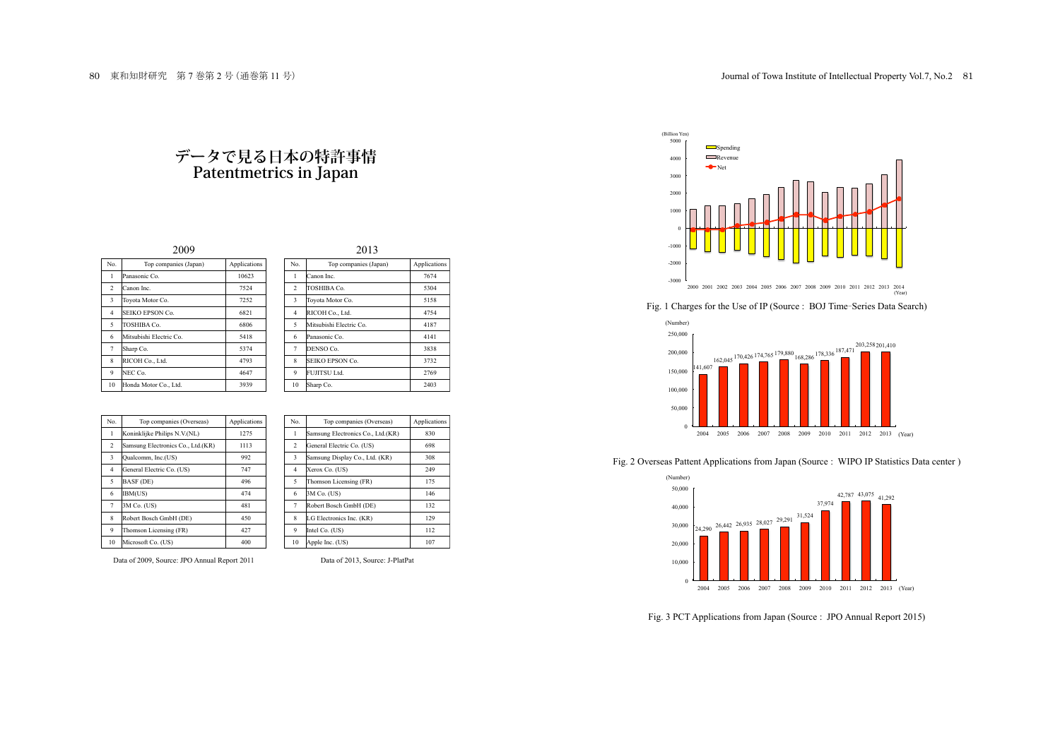# データで見る日本の特許事情
# Patentmetrics in Japan

2009

| No. | Top companies (Japan) | Applications |
|---|---|---|
| 1 | Panasonic Co. | 10623 |
| 2 | Canon Inc. | 7524 |
| 3 | Toyota Motor Co. | 7252 |
| 4 | SEIKO EPSON Co. | 6821 |
| 5 | TOSHIBA Co. | 6806 |
| 6 | Mitsubishi Electric Co. | 5418 |
| 7 | Sharp Co. | 5374 |
| 8 | RICOH Co., Ltd. | 4793 |
| 9 | NEC Co. | 4647 |
| 10 | Honda Motor Co., Ltd. | 3939 |

| No. | Top companies (Overseas) | Applications |
|---|---|---|
| 1 | Koninklijke Philips N.V.(NL) | 1275 |
| 2 | Samsung Electronics Co., Ltd.(KR) | 1113 |
| 3 | Qualcomm, Inc.(US) | 992 |
| 4 | General Electric Co. (US) | 747 |
| 5 | BASF (DE) | 496 |
| 6 | IBM(US) | 474 |
| 7 | 3M Co. (US) | 481 |
| 8 | Robert Bosch GmbH (DE) | 450 |
| 9 | Thomson Licensing (FR) | 427 |
| 10 | Microsoft Co. (US) | 400 |

Data of 2009, Source: JPO Annual Report 2011

2013

| No. | Top companies (Japan) | Applications |
|---|---|---|
| 1 | Canon Inc. | 7674 |
| 2 | TOSHIBA Co. | 5304 |
| 3 | Toyota Motor Co. | 5158 |
| 4 | RICOH Co., Ltd. | 4754 |
| 5 | Mitsubishi Electric Co. | 4187 |
| 6 | Panasonic Co. | 4141 |
| 7 | DENSO Co. | 3838 |
| 8 | SEIKO EPSON Co. | 3732 |
| 9 | FUJITSU Ltd. | 2769 |
| 10 | Sharp Co. | 2403 |

| No. | Top companies (Overseas) | Applications |
|---|---|---|
| 1 | Samsung Electronics Co., Ltd.(KR) | 830 |
| 2 | General Electric Co. (US) | 698 |
| 3 | Samsung Display Co., Ltd. (KR) | 308 |
| 4 | Xerox Co. (US) | 249 |
| 5 | Thomson Licensing (FR) | 175 |
| 6 | 3M Co. (US) | 146 |
| 7 | Robert Bosch GmbH (DE) | 132 |
| 8 | LG Electronics Inc. (KR) | 129 |
| 9 | Intel Co. (US) | 112 |
| 10 | Apple Inc. (US) | 107 |

Data of 2013, Source: J-PlatPat

Fig. 1 Charges for the Use of IP (Source : BOJ Time-Series Data Search)

Fig. 2 Overseas Pattent Applications from Japan (Source : WIPO IP Statistics Data center )

Fig. 3 PCT Applications from Japan (Source : JPO Annual Report 2015)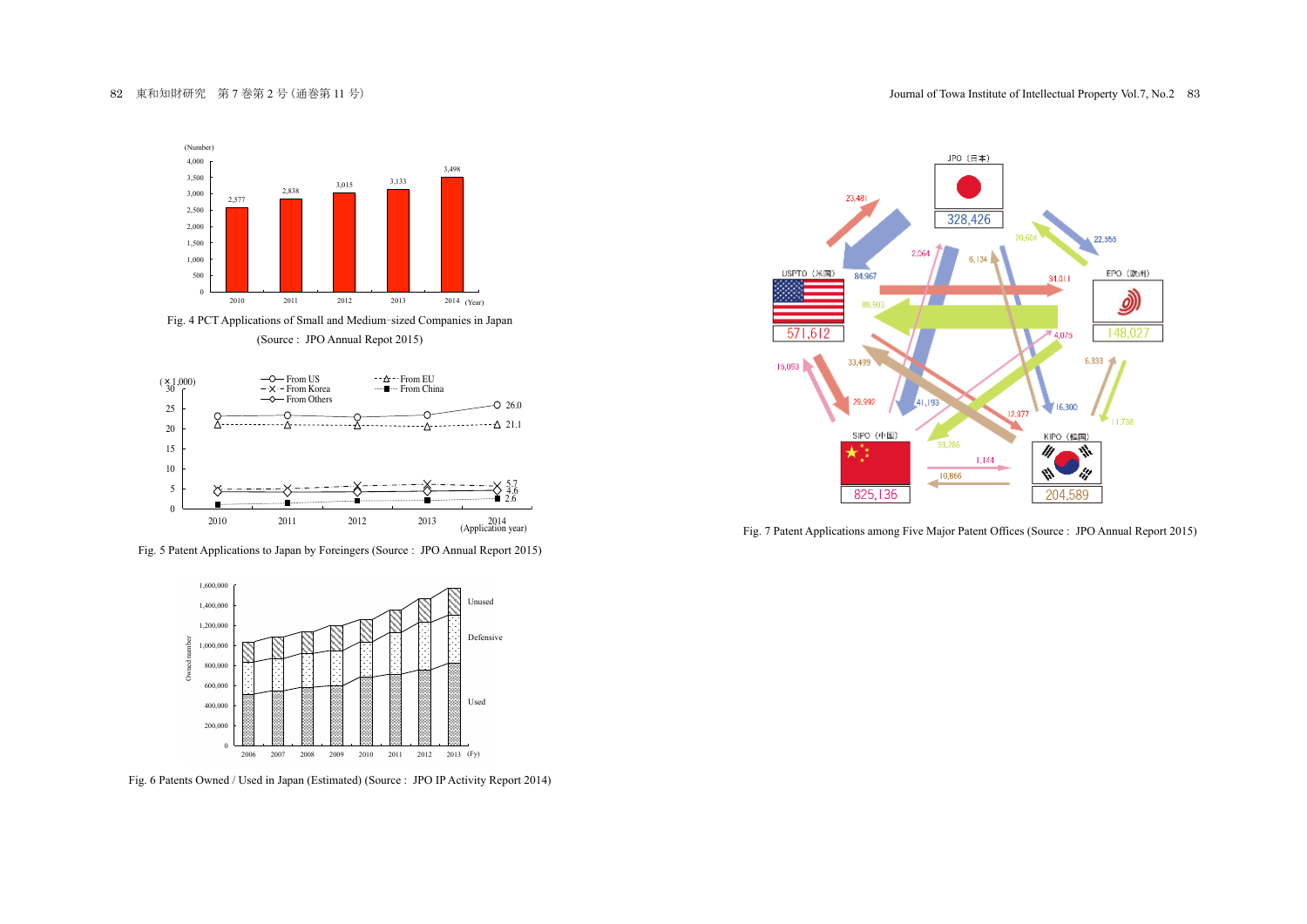(Number)
4,000
3,500
3,000
2,500
2,000
1,500
1,000
500
0

2,577
2,838
3,015
3,133
3,498

2010
2011
2012
2013
2014 (Year)

Fig. 4 PCT Applications of Small and Medium-sized Companies in Japan
(Source : JPO Annual Repot 2015)

(×1,000)
30
25
20
15
10
5
0

From US
From Korea
From Others
From EU
From China

26.0
21.1
5.7
4.6
2.6

2010
2011
2012
2013
2014
(Application year)

Fig. 5 Patent Applications to Japan by Foreingers (Source : JPO Annual Report 2015)

1,600,000
1,400,000
1,200,000
1,000,000
800,000
600,000
400,000
200,000
0

Owned number

Unused
Defensive
Used

2006
2007
2008
2009
2010
2011
2012
2013 (Fy)

Fig. 6 Patents Owned / Used in Japan (Estimated) (Source : JPO IP Activity Report 2014)

JPO（日本）
328,426

USPTO（米国）
571,612

EPO（欧州）
148,027

SIPO（中国）
825,136

KIPO（韓国）
204,589

23,481
84,967
2,064
6,134
20,604
22,555
34,011
88,903
4,075
15,093
33,499
29,992
41,193
12,977
16,300
6,353
11,738
33,286
1,144
10,866

Fig. 7 Patent Applications among Five Major Patent Offices (Source : JPO Annual Report 2015)